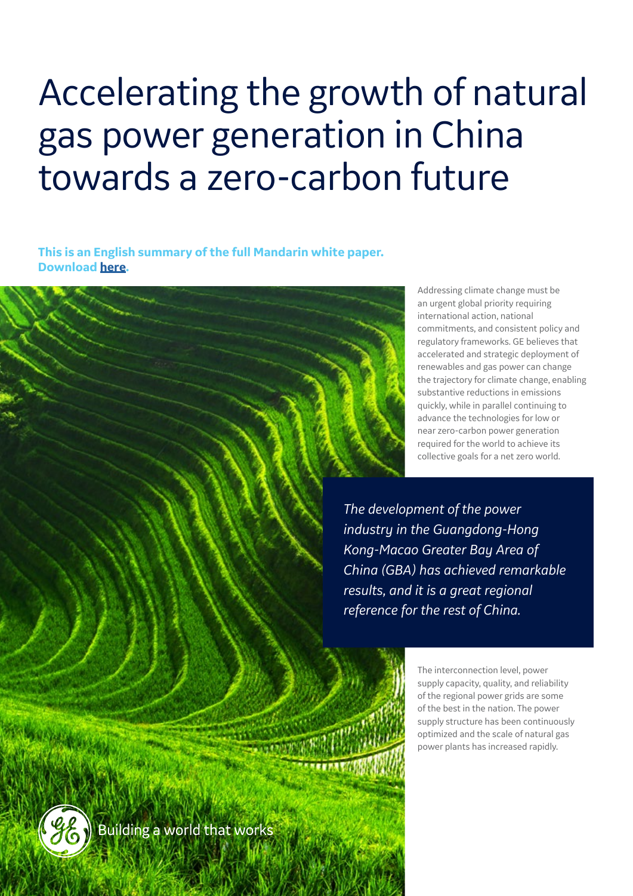# Accelerating the growth of natural gas power generation in China towards a zero-carbon future

**This is an English summary of the full Mandarin white paper. Download here.**

Addressing climate change must be an urgent global priority requiring international action, national commitments, and consistent policy and regulatory frameworks. GE believes that accelerated and strategic deployment of renewables and gas power can change the trajectory for climate change, enabling substantive reductions in emissions quickly, while in parallel continuing to advance the technologies for low or near zero-carbon power generation required for the world to achieve its collective goals for a net zero world.

*The development of the power industry in the Guangdong-Hong Kong-Macao Greater Bay Area of China (GBA) has achieved remarkable results, and it is a great regional reference for the rest of China.*

The interconnection level, power supply capacity, quality, and reliability of the regional power grids are some of the best in the nation. The power supply structure has been continuously optimized and the scale of natural gas power plants has increased rapidly.

Building a world that works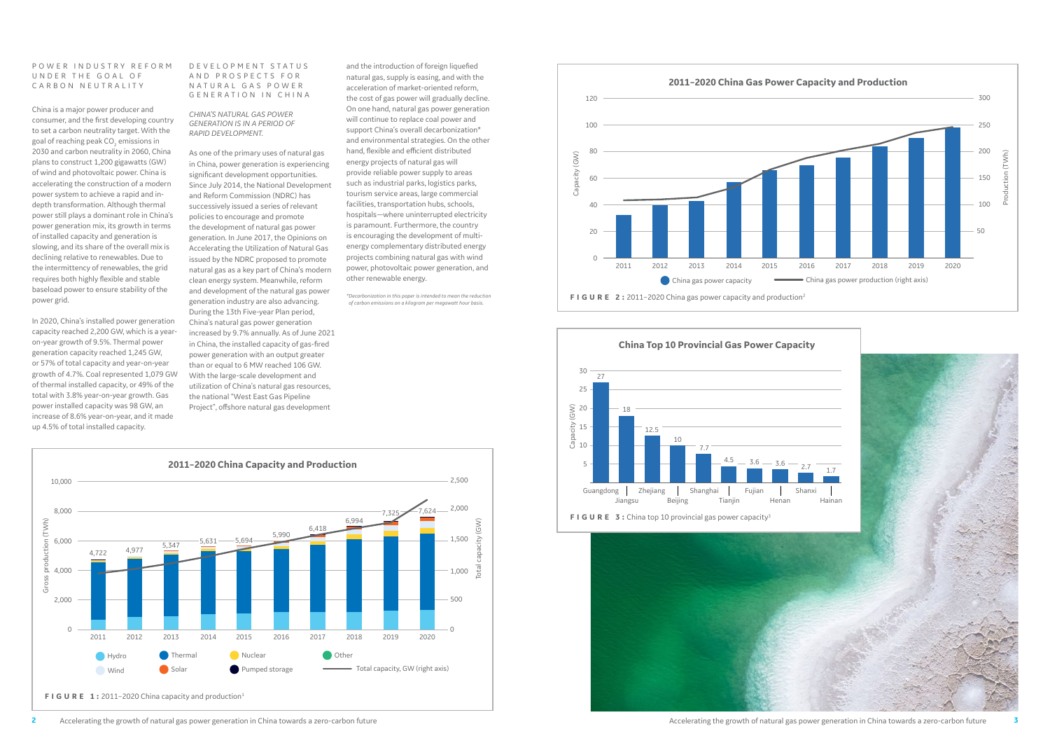## POWER INDUSTRY REFORM UNDER THE GOAL OF CARBON NEUTRALITY

China is a major power producer and consumer, and the first developing country to set a carbon neutrality target. With the goal of reaching peak $CO_2$ emissions in 2030 and carbon neutrality in 2060, China plans to construct 1,200 gigawatts (GW) of wind and photovoltaic power. China is accelerating the construction of a modern power system to achieve a rapid and in-depth transformation. Although thermal power still plays a dominant role in China's power generation mix, its growth in terms of installed capacity and generation is slowing, and its share of the overall mix is declining relative to renewables. Due to the intermittency of renewables, the grid requires both highly flexible and stable baseload power to ensure stability of the power grid.

In 2020, China's installed power generation capacity reached 2,200 GW, which is a year-on-year growth of 9.5%. Thermal power generation capacity reached 1,245 GW, or 57% of total capacity and year-on-year growth of 4.7%. Coal represented 1,079 GW of thermal installed capacity, or 49% of the total with 3.8% year-on-year growth. Gas power installed capacity was 98 GW, an increase of 8.6% year-on-year, and it made up 4.5% of total installed capacity.

## DEVELOPMENT STATUS AND PROSPECTS FOR NATURAL GAS POWER GENERATION IN CHINA

### *CHINA'S NATURAL GAS POWER GENERATION IS IN A PERIOD OF RAPID DEVELOPMENT.*

As one of the primary uses of natural gas in China, power generation is experiencing significant development opportunities. Since July 2014, the National Development and Reform Commission (NDRC) has successively issued a series of relevant policies to encourage and promote the development of natural gas power generation. In June 2017, the Opinions on Accelerating the Utilization of Natural Gas issued by the NDRC proposed to promote natural gas as a key part of China's modern clean energy system. Meanwhile, reform and development of the natural gas power generation industry are also advancing. During the 13th Five-year Plan period, China's natural gas power generation increased by 9.7% annually. As of June 2021 in China, the installed capacity of gas-fired power generation with an output greater than or equal to 6 MW reached 106 GW. With the large-scale development and utilization of China's natural gas resources, the national "West East Gas Pipeline Project", offshore natural gas development and the introduction of foreign liquefied natural gas, supply is easing, and with the acceleration of market-oriented reform, the cost of gas power will gradually decline. On one hand, natural gas power generation will continue to replace coal power and support China's overall decarbonization* and environmental strategies. On the other hand, flexible and efficient distributed generation will provide reliable power supply to areas such as industrial parks, logistics parks, tourism service areas, large commercial facilities, transportation hubs, schools, hospitals—where uninterrupted electricity is paramount. Furthermore, the country is encouraging the development of multi-energy complementary distributed energy projects combining natural gas with wind power, photovoltaic power generation, and other renewable energy.

*Decarbonization in this paper is intended to mean the reduction of carbon emissions on a kilogram per megawatt hour basis.

**2011–2020 China Capacity and Production**

| Year | Gross production (TWh) |
|---|---|
| 2011 | 4,722 |
| 2012 | 4,977 |
| 2013 | 5,347 |
| 2014 | 5,631 |
| 2015 | 5,694 |
| 2016 | 5,990 |
| 2017 | 6,418 |
| 2018 | 6,994 |
| 2019 | 7,325 |
| 2020 | 7,624 |

Legend: Hydro, Thermal, Nuclear, Other, Wind, Solar, Pumped storage, Total capacity, GW (right axis)

**FIGURE 1:** 2011–2020 China capacity and production[1]

**2011–2020 China Gas Power Capacity and Production**

Legend: China gas power capacity; China gas power production (right axis)

**FIGURE 2:** 2011–2020 China gas power capacity and production[2]

**China Top 10 Provincial Gas Power Capacity**

| Province | Capacity (GW) |
|---|---|
| Guangdong | 27 |
| Jiangsu | 18 |
| Zhejiang | 12.5 |
| Beijing | 10 |
| Shanghai | 7.7 |
| Tianjin | 4.5 |
| Fujian | 3.6 |
| Henan | 3.6 |
| Shanxi | 2.7 |
| Hainan | 1.7 |

**FIGURE 3:** China top 10 provincial gas power capacity[3]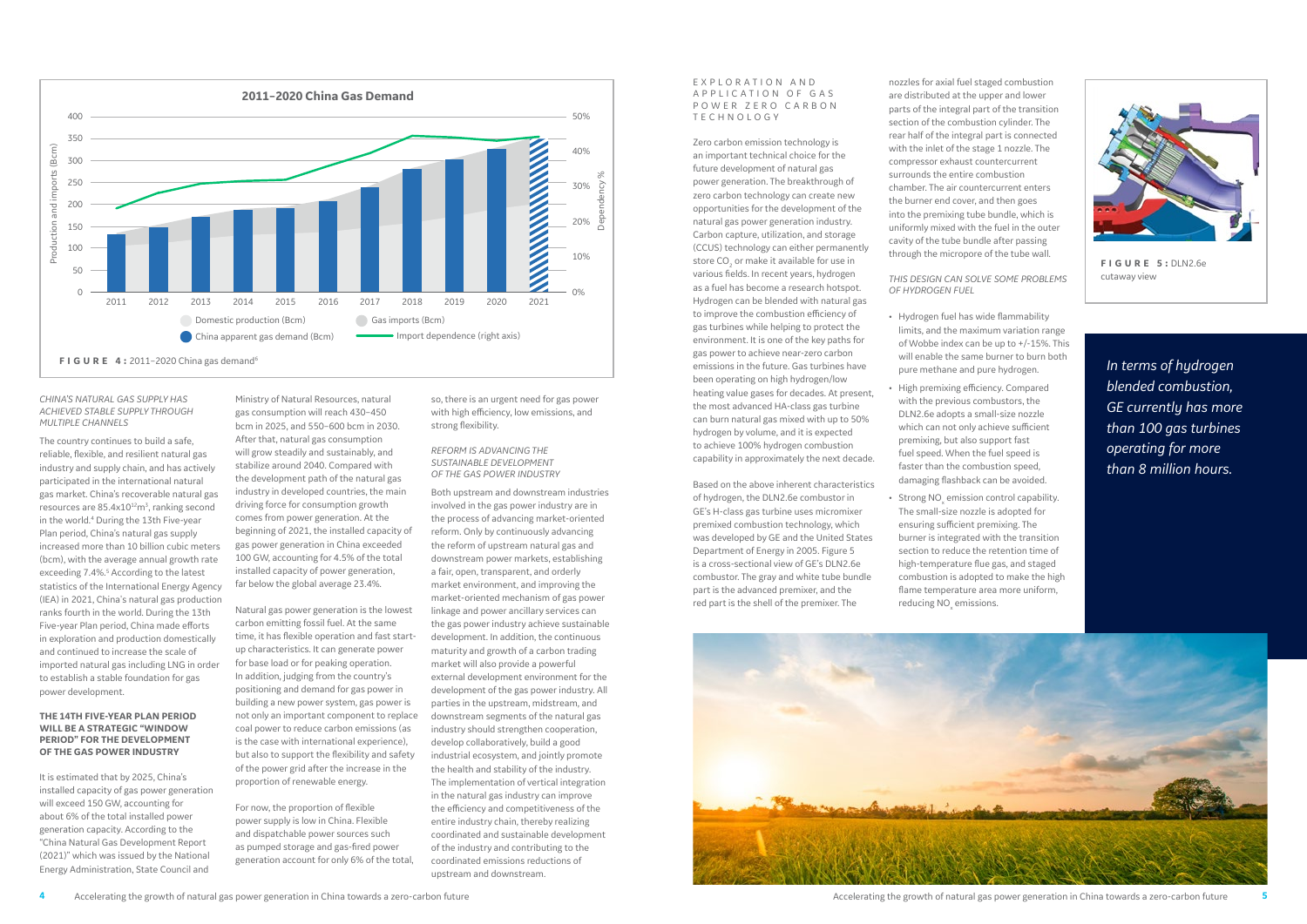**2011–2020 China Gas Demand**

**FIGURE 4:** 2011–2020 China gas demand[6]

*CHINA'S NATURAL GAS SUPPLY HAS ACHIEVED STABLE SUPPLY THROUGH MULTIPLE CHANNELS*

The country continues to build a safe, reliable, flexible, and resilient natural gas industry and supply chain, and has actively participated in the international natural gas market. China's recoverable natural gas resources are $85.4x10^{12}m^3$, ranking second in the world.[4] During the 13th Five-year Plan period, China's natural gas supply increased more than 10 billion cubic meters (bcm), with the average annual growth rate exceeding 7.4%.[5] According to the latest statistics of the International Energy Agency (IEA) in 2021, China's natural gas production ranks fourth in the world. During the 13th Five-year Plan period, China made efforts in exploration and production domestically and continued to increase the scale of imported natural gas including LNG in order to establish a stable foundation for gas power development.

**THE 14TH FIVE-YEAR PLAN PERIOD WILL BE A STRATEGIC "WINDOW PERIOD" FOR THE DEVELOPMENT OF THE GAS POWER INDUSTRY**

It is estimated that by 2025, China's installed capacity of gas power generation will exceed 150 GW, accounting for about 6% of the total installed power generation capacity. According to the "China Natural Gas Development Report (2021)" which was issued by the National Energy Administration, State Council and Ministry of Natural Resources, natural gas consumption will reach 430–450 bcm in 2025, and 550–600 bcm in 2030. After that, natural gas consumption will grow steadily and sustainably, and stabilize around 2040. Compared with the development path of the natural gas industry in developed countries, the main driving force for consumption growth comes from power generation. At the beginning of 2021, the installed capacity of gas power generation in China exceeded 100 GW, accounting for 4.5% of the total installed capacity of power generation, far below the global average 23.4%.

Natural gas power generation is the lowest carbon emitting fossil fuel. At the same time, it has flexible operation and fast start-up characteristics. It can generate power for base load or for peaking operation. In addition, judging from the country's positioning and demand for gas power in building a new power system, gas power is not only an important component to replace coal power to reduce carbon emissions (as is the case with international experience), but also to support the flexibility and safety of the power grid after the increase in the proportion of renewable energy.

For now, the proportion of flexible power supply is low in China. Flexible and dispatchable power sources such as pumped storage and gas-fired power generation account for only 6% of the total, so, there is an urgent need for gas power with high efficiency, low emissions, and strong flexibility.

*REFORM IS ADVANCING THE SUSTAINABLE DEVELOPMENT OF THE GAS POWER INDUSTRY*

Both upstream and downstream industries involved in the gas power industry are in the process of advancing market-oriented reform. Only by continuously advancing the reform of upstream natural gas and downstream power markets, establishing a fair, open, transparent, and orderly market environment, and improving the market-oriented mechanism of gas power linkage and power ancillary services can the gas power industry achieve sustainable development. In addition, the continuous maturity and growth of a carbon trading market will also provide a powerful external development environment for the development of the gas power industry. All parties in the upstream, midstream, and downstream segments of the natural gas industry should strengthen cooperation, develop collaboratively, build a good industrial ecosystem, and jointly promote the health and stability of the industry. The implementation of vertical integration in the natural gas industry can improve the efficiency and competitiveness of the entire industry chain, thereby realizing coordinated and sustainable development of the industry and contributing to the coordinated emissions reductions of upstream and downstream.

## EXPLORATION AND APPLICATION OF GAS POWER ZERO CARBON TECHNOLOGY

Zero carbon emission technology is an important technical choice for the future development of natural gas power generation. The breakthrough of zero carbon technology can create new opportunities for the development of the natural gas power generation industry. Carbon capture, utilization, and storage (CCUS) technology can either permanently store $CO_2$ or make it available for use in various fields. In recent years, hydrogen as a fuel has become a research hotspot. Hydrogen can be blended with natural gas to improve the combustion efficiency of gas turbines while helping to protect the environment. It is one of the key paths for gas power to achieve near-zero carbon emissions in the future. Gas turbines have been operating on high hydrogen/low heating value gases for decades. At present, the most advanced HA-class gas turbine can burn natural gas mixed with up to 50% hydrogen by volume, and it is expected to achieve 100% hydrogen combustion capability in approximately the next decade.

Based on the above inherent characteristics of hydrogen, the DLN2.6e combustor in GE's H-class gas turbine uses micromixer premixed combustion technology, which was developed by GE and the United States Department of Energy in 2005. Figure 5 is a cross-sectional view of GE's DLN2.6e combustor. The gray and white tube bundle part is the advanced premixer, and the red part is the shell of the premixer. The nozzles for axial fuel staged combustion are distributed at the upper and lower parts of the integral part of the transition section of the combustion cylinder. The rear half of the integral part is connected with the inlet of the stage 1 nozzle. The compressor exhaust countercurrent surrounds the entire combustion chamber. The air countercurrent enters the burner end cover, and then goes into the premixing tube bundle, which is uniformly mixed with the fuel in the outer cavity of the tube bundle after passing through the micropore of the tube wall.

*THIS DESIGN CAN SOLVE SOME PROBLEMS OF HYDROGEN FUEL*

- Hydrogen fuel has wide flammability limits, and the maximum variation range of Wobbe index can be up to +/-15%. This will enable the same burner to burn both pure methane and pure hydrogen.
- High premixing efficiency. Compared with the previous combustors, the DLN2.6e adopts a small-size nozzle which can not only achieve sufficient premixing, but also support fast fuel speed. When the fuel speed is faster than the combustion speed, damaging flashback can be avoided.
- Strong $NO_x$ emission control capability. The small-size nozzle is adopted for ensuring sufficient premixing. The burner is integrated with the transition section to reduce the retention time of high-temperature flue gas, and staged combustion is adopted to make the high flame temperature area more uniform, reducing $NO_x$ emissions.

**FIGURE 5:** DLN2.6e cutaway view

*In terms of hydrogen blended combustion, GE currently has more than 100 gas turbines operating for more than 8 million hours.*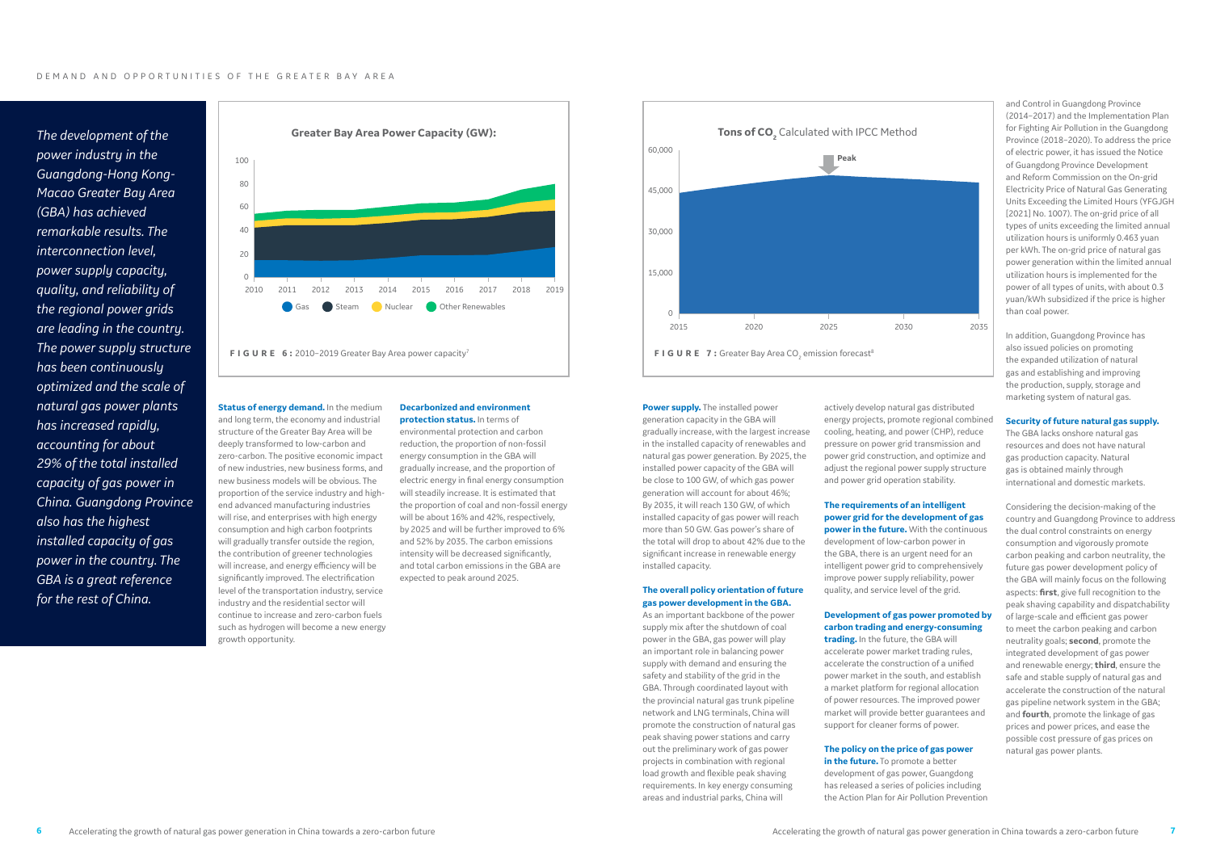*The development of the power industry in the Guangdong-Hong Kong-Macao Greater Bay Area (GBA) has achieved remarkable results. The interconnection level, power supply capacity, quality, and reliability of the regional power grids are leading in the country. The power supply structure has been continuously optimized and the scale of natural gas power plants has increased rapidly, accounting for about 29% of the total installed capacity of gas power in China. Guangdong Province also has the highest installed capacity of gas power in the country. The GBA is a great reference for the rest of China.*

**Greater Bay Area Power Capacity (GW):**

**FIGURE 6:** 2010–2019 Greater Bay Area power capacity[7]

**Status of energy demand.** In the medium and long term, the economy and industrial structure of the Greater Bay Area will be deeply transformed to low-carbon and zero-carbon. The positive economic impact of new industries, new business forms, and new business models will be obvious. The proportion of the service industry and high-end advanced manufacturing industries will rise, and enterprises with high energy consumption and high carbon footprints will gradually transfer outside the region, the contribution of greener technologies will increase, and energy efficiency will be significantly improved. The electrification level of the transportation industry, service industry and the residential sector will continue to increase and zero-carbon fuels such as hydrogen will become a new energy growth opportunity.

**Decarbonized and environment protection status.** In terms of environmental protection and carbon reduction, the proportion of non-fossil energy consumption in the GBA will gradually increase, and the proportion of electric energy in final energy consumption will steadily increase. It is estimated that the proportion of coal and non-fossil energy will be about 16% and 42%, respectively, by 2025 and will be further improved to 6% and 52% by 2035. The carbon emissions intensity will be decreased significantly, and total carbon emissions in the GBA are expected to peak around 2025.

**Tons of $CO_2$** Calculated with IPCC Method

**FIGURE 7:** Greater Bay Area $CO_2$ emission forecast[8]

**Power supply.** The installed power generation capacity in the GBA will gradually increase, with the largest increase in the installed capacity of renewables and natural gas power generation. By 2025, the installed power capacity of the GBA will be close to 100 GW, of which gas power generation will account for about 46%; By 2035, it will reach 130 GW, of which installed capacity of gas power will reach more than 50 GW. Gas power's share of the total will drop to about 42% due to the significant increase in renewable energy installed capacity.

**The overall policy orientation of future gas power development in the GBA.** As an important backbone of the power supply mix after the shutdown of coal power in the GBA, gas power will play an important role in balancing power supply with demand and ensuring the safety and stability of the grid in the GBA. Through coordinated layout with the provincial natural gas trunk pipeline network and LNG terminals, China will promote the construction of natural gas peak shaving power stations and carry out the preliminary work of gas power projects in combination with regional load growth and flexible peak shaving requirements. In key energy consuming areas and industrial parks, China will actively develop natural gas distributed energy projects, promote regional combined cooling, heating, and power (CHP), reduce pressure on power grid transmission and power grid construction, and optimize and adjust the regional power supply structure and power grid operation stability.

**The requirements of an intelligent power grid for the development of gas power in the future.** With the continuous development of low-carbon power in the GBA, there is an urgent need for an intelligent power grid to comprehensively improve power supply reliability, power quality, and service level of the grid.

**Development of gas power promoted by carbon trading and energy-consuming trading.** In the future, the GBA will accelerate power market trading rules, accelerate the construction of a unified power market in the south, and establish a market platform for power allocation of power resources. The improved power market will provide better guarantees and support for cleaner forms of power.

**The policy on the price of gas power in the future.** To promote a better development of gas power, Guangdong has released a series of policies including the Action Plan for Air Pollution Prevention and Control in Guangdong Province (2014–2017) and the Implementation Plan for Fighting Air Pollution in the Guangdong Province (2018–2020). To address the price of electric power, it has issued the Notice of Guangdong Province Development and Reform Commission on the On-grid Electricity Price of Natural Gas Generating Units Exceeding the Limited Hours (YFGJGH [2021] No. 1007). The on-grid price of all types of units exceeding the limited annual utilization hours is uniformly 0.463 yuan per kWh. The on-grid price of natural gas power generation within the limited annual utilization hours is implemented for the power of all types of units, with about 0.3 yuan/kWh subsidized if the price is higher than coal power.

In addition, Guangdong Province has also issued policies on promoting the expanded utilization of natural gas and establishing and improving the production, supply, storage and marketing system of natural gas.

**Security of future natural gas supply.** The GBA lacks onshore natural gas resources and does not have natural gas production capacity. Natural gas is obtained mainly through international and domestic markets.

Considering the decision-making of the country and Guangdong Province to address the dual control constraints on energy consumption and vigorously promote carbon peaking and carbon neutrality, the future gas power development policy of the GBA will mainly focus on the following aspects: **first**, give full recognition to the peak shaving capability and dispatchability of large-scale and efficient gas power to meet the carbon peaking and carbon neutrality goals; **second**, promote the integrated development of gas power and renewable energy; **third**, ensure the safe and stable supply of natural gas and accelerate the construction of the natural gas pipeline network system in the GBA; and **fourth**, promote the linkage of gas prices and power prices, and ease the possible cost pressure of gas prices on natural gas power plants.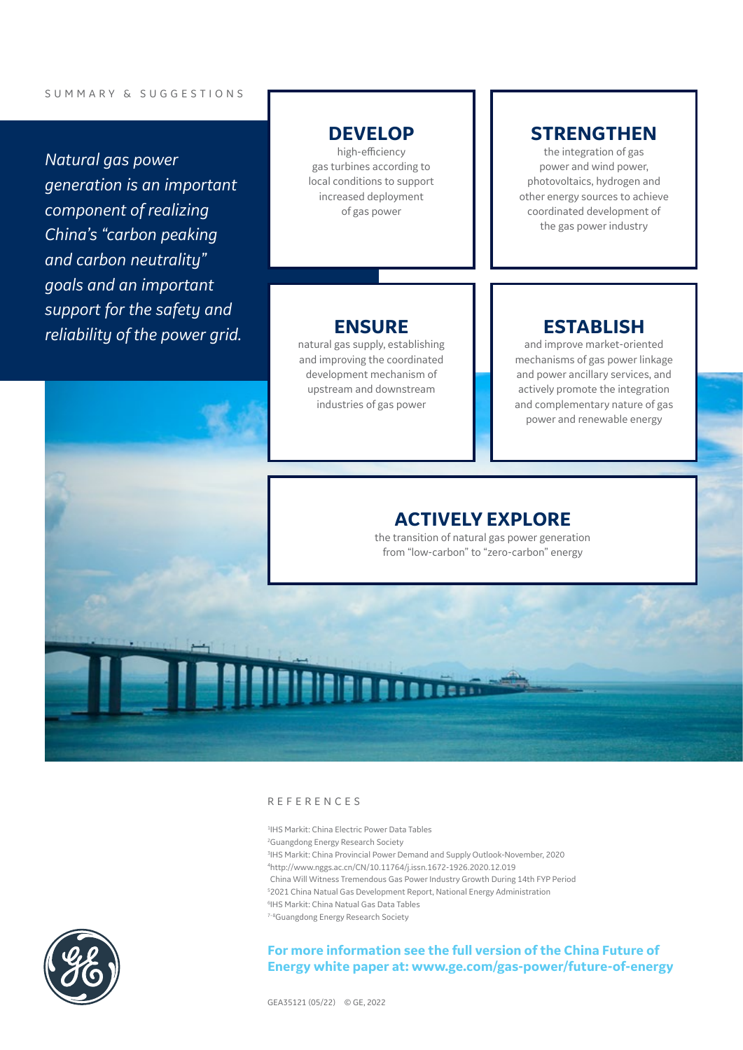SUMMARY & SUGGESTIONS

*Natural gas power generation is an important component of realizing China's "carbon peaking and carbon neutrality" goals and an important support for the safety and reliability of the power grid.*

## DEVELOP

high-efficiency gas turbines according to local conditions to support increased deployment of gas power

## STRENGTHEN

the integration of gas power and wind power, photovoltaics, hydrogen and other energy sources to achieve coordinated development of the gas power industry

## ENSURE

natural gas supply, establishing and improving the coordinated development mechanism of upstream and downstream industries of gas power

## ESTABLISH

and improve market-oriented mechanisms of gas power linkage and power ancillary services, and actively promote the integration and complementary nature of gas power and renewable energy

## ACTIVELY EXPLORE

the transition of natural gas power generation from "low-carbon" to "zero-carbon" energy

REFERENCES

[1]IHS Markit: China Electric Power Data Tables
[2]Guangdong Energy Research Society
[3]IHS Markit: China Provincial Power Demand and Supply Outlook-November, 2020
[4]http://www.nggs.ac.cn/CN/10.11764/j.issn.1672-1926.2020.12.019
China Will Witness Tremendous Gas Power Industry Growth During 14th FYP Period
[5]2021 China Natual Gas Development Report, National Energy Administration
[6]IHS Markit: China Natual Gas Data Tables
[7-8]Guangdong Energy Research Society

**For more information see the full version of the China Future of Energy white paper at: www.ge.com/gas-power/future-of-energy**

GEA35121 (05/22) © GE, 2022